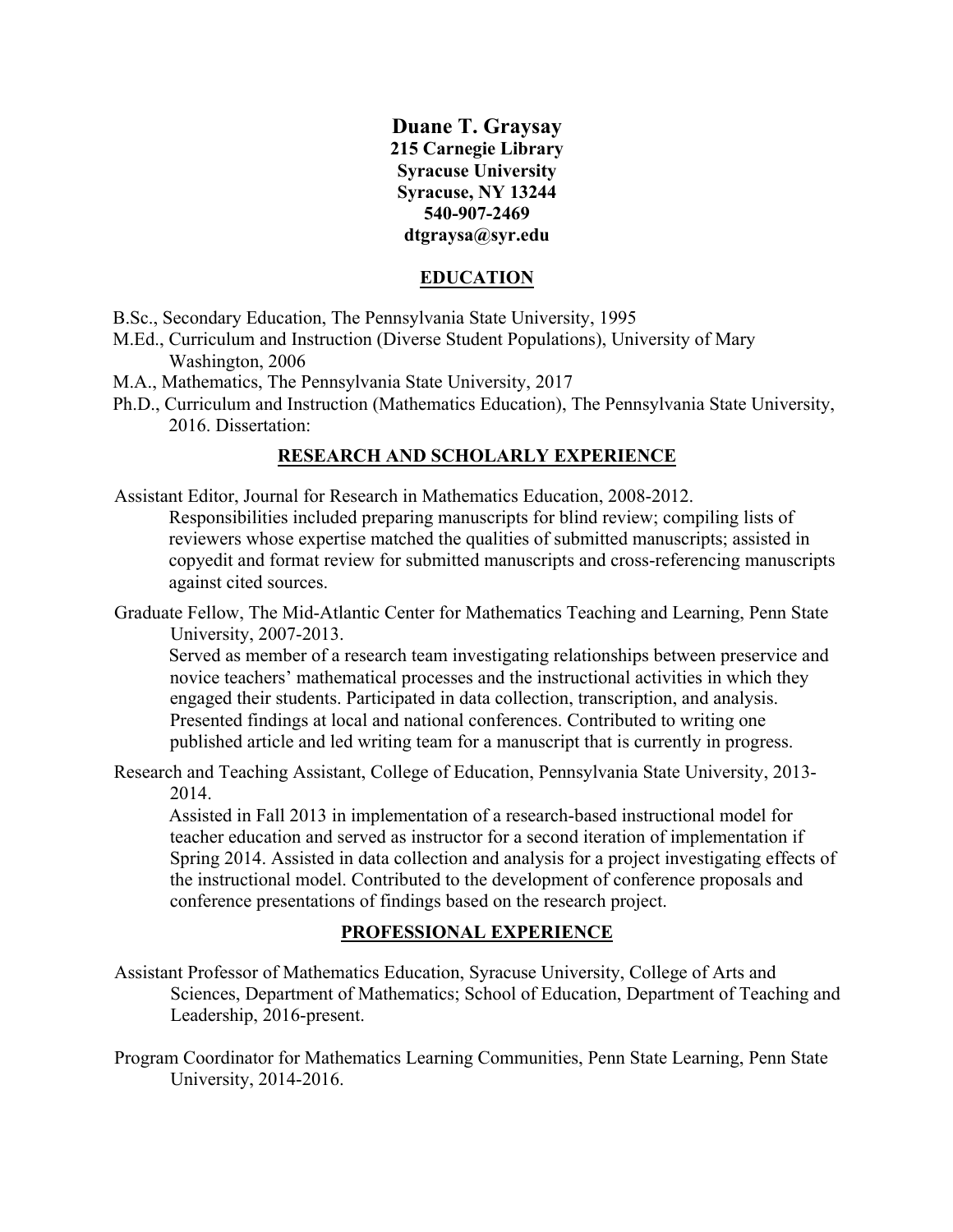# Duane T. Graysay

**215 Carnegie Library**
**Syracuse University**
**Syracuse, NY 13244**
**540-907-2469**
**dtgraysa@syr.edu**

## EDUCATION

B.Sc., Secondary Education, The Pennsylvania State University, 1995

M.Ed., Curriculum and Instruction (Diverse Student Populations), University of Mary Washington, 2006

M.A., Mathematics, The Pennsylvania State University, 2017

Ph.D., Curriculum and Instruction (Mathematics Education), The Pennsylvania State University, 2016. Dissertation:

## RESEARCH AND SCHOLARLY EXPERIENCE

Assistant Editor, Journal for Research in Mathematics Education, 2008-2012.

Responsibilities included preparing manuscripts for blind review; compiling lists of reviewers whose expertise matched the qualities of submitted manuscripts; assisted in copyedit and format review for submitted manuscripts and cross-referencing manuscripts against cited sources.

Graduate Fellow, The Mid-Atlantic Center for Mathematics Teaching and Learning, Penn State University, 2007-2013.

Served as member of a research team investigating relationships between preservice and novice teachers' mathematical processes and the instructional activities in which they engaged their students. Participated in data collection, transcription, and analysis. Presented findings at local and national conferences. Contributed to writing one published article and led writing team for a manuscript that is currently in progress.

Research and Teaching Assistant, College of Education, Pennsylvania State University, 2013-2014.

Assisted in Fall 2013 in implementation of a research-based instructional model for teacher education and served as instructor for a second iteration of implementation if Spring 2014. Assisted in data collection and analysis for a project investigating effects of the instructional model. Contributed to the development of conference proposals and conference presentations of findings based on the research project.

## PROFESSIONAL EXPERIENCE

Assistant Professor of Mathematics Education, Syracuse University, College of Arts and Sciences, Department of Mathematics; School of Education, Department of Teaching and Leadership, 2016-present.

Program Coordinator for Mathematics Learning Communities, Penn State Learning, Penn State University, 2014-2016.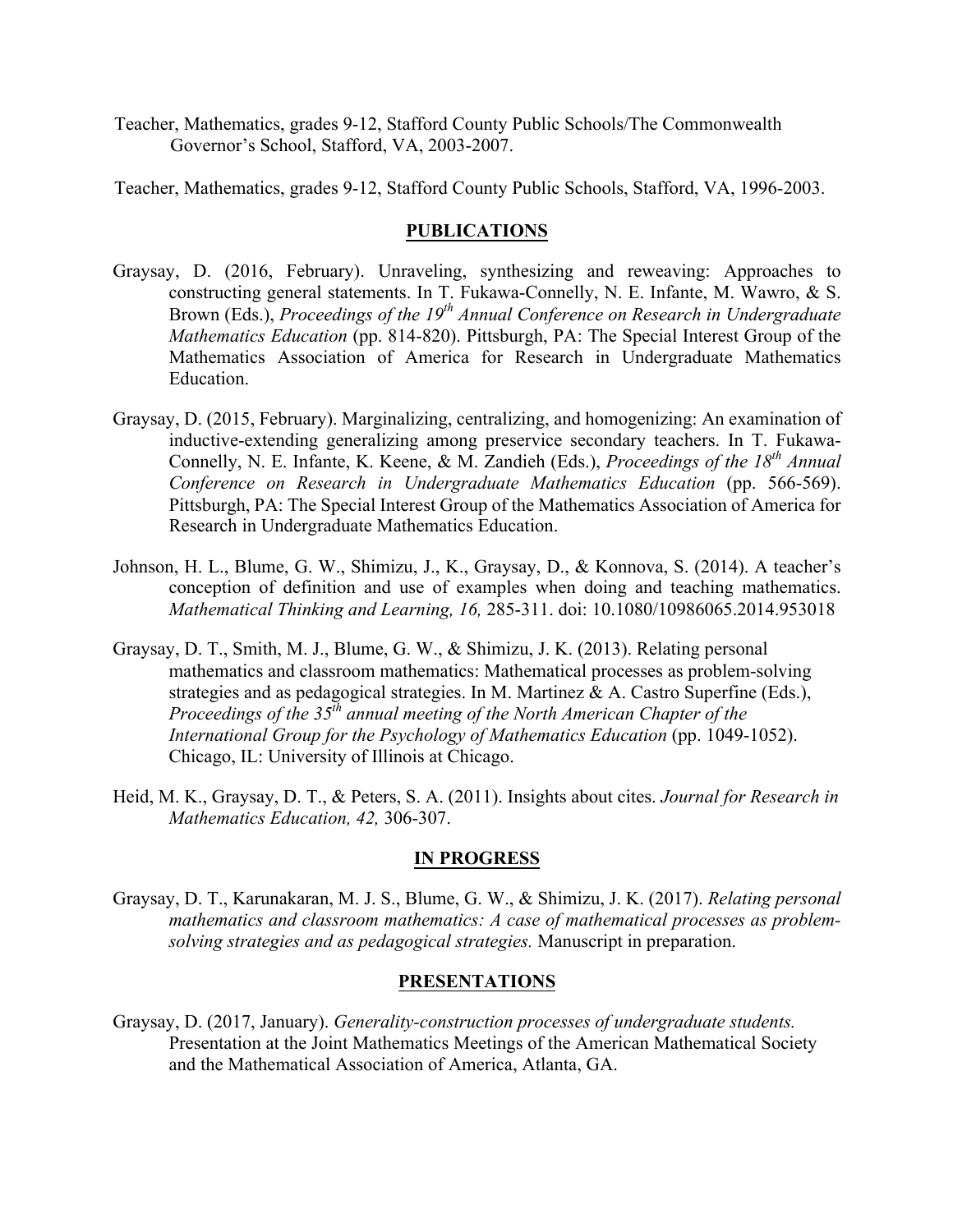Teacher, Mathematics, grades 9-12, Stafford County Public Schools/The Commonwealth Governor's School, Stafford, VA, 2003-2007.

Teacher, Mathematics, grades 9-12, Stafford County Public Schools, Stafford, VA, 1996-2003.

## PUBLICATIONS

Graysay, D. (2016, February). Unraveling, synthesizing and reweaving: Approaches to constructing general statements. In T. Fukawa-Connelly, N. E. Infante, M. Wawro, & S. Brown (Eds.), *Proceedings of the 19th Annual Conference on Research in Undergraduate Mathematics Education* (pp. 814-820). Pittsburgh, PA: The Special Interest Group of the Mathematics Association of America for Research in Undergraduate Mathematics Education.

Graysay, D. (2015, February). Marginalizing, centralizing, and homogenizing: An examination of inductive-extending generalizing among preservice secondary teachers. In T. Fukawa-Connelly, N. E. Infante, K. Keene, & M. Zandieh (Eds.), *Proceedings of the 18th Annual Conference on Research in Undergraduate Mathematics Education* (pp. 566-569). Pittsburgh, PA: The Special Interest Group of the Mathematics Association of America for Research in Undergraduate Mathematics Education.

Johnson, H. L., Blume, G. W., Shimizu, J., K., Graysay, D., & Konnova, S. (2014). A teacher's conception of definition and use of examples when doing and teaching mathematics. *Mathematical Thinking and Learning, 16,* 285-311. doi: 10.1080/10986065.2014.953018

Graysay, D. T., Smith, M. J., Blume, G. W., & Shimizu, J. K. (2013). Relating personal mathematics and classroom mathematics: Mathematical processes as problem-solving strategies and as pedagogical strategies. In M. Martinez & A. Castro Superfine (Eds.), *Proceedings of the 35th annual meeting of the North American Chapter of the International Group for the Psychology of Mathematics Education* (pp. 1049-1052). Chicago, IL: University of Illinois at Chicago.

Heid, M. K., Graysay, D. T., & Peters, S. A. (2011). Insights about cites. *Journal for Research in Mathematics Education, 42,* 306-307.

## IN PROGRESS

Graysay, D. T., Karunakaran, M. J. S., Blume, G. W., & Shimizu, J. K. (2017). *Relating personal mathematics and classroom mathematics: A case of mathematical processes as problem-solving strategies and as pedagogical strategies.* Manuscript in preparation.

## PRESENTATIONS

Graysay, D. (2017, January). *Generality-construction processes of undergraduate students.* Presentation at the Joint Mathematics Meetings of the American Mathematical Society and the Mathematical Association of America, Atlanta, GA.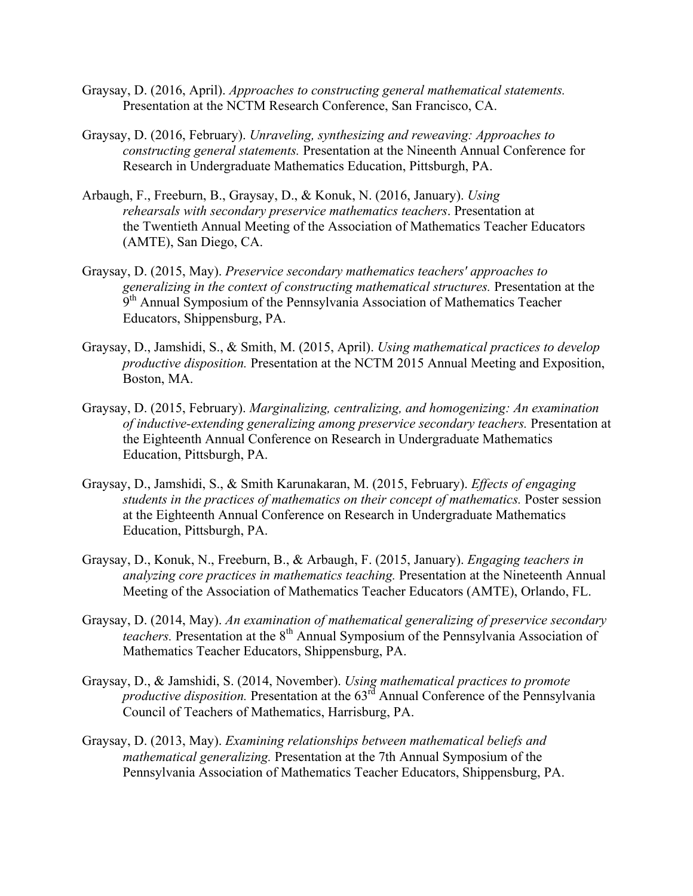Graysay, D. (2016, April). *Approaches to constructing general mathematical statements.* Presentation at the NCTM Research Conference, San Francisco, CA.

Graysay, D. (2016, February). *Unraveling, synthesizing and reweaving: Approaches to constructing general statements.* Presentation at the Nineenth Annual Conference for Research in Undergraduate Mathematics Education, Pittsburgh, PA.

Arbaugh, F., Freeburn, B., Graysay, D., & Konuk, N. (2016, January). *Using rehearsals with secondary preservice mathematics teachers*. Presentation at the Twentieth Annual Meeting of the Association of Mathematics Teacher Educators (AMTE), San Diego, CA.

Graysay, D. (2015, May). *Preservice secondary mathematics teachers' approaches to generalizing in the context of constructing mathematical structures.* Presentation at the 9th Annual Symposium of the Pennsylvania Association of Mathematics Teacher Educators, Shippensburg, PA.

Graysay, D., Jamshidi, S., & Smith, M. (2015, April). *Using mathematical practices to develop productive disposition.* Presentation at the NCTM 2015 Annual Meeting and Exposition, Boston, MA.

Graysay, D. (2015, February). *Marginalizing, centralizing, and homogenizing: An examination of inductive-extending generalizing among preservice secondary teachers.* Presentation at the Eighteenth Annual Conference on Research in Undergraduate Mathematics Education, Pittsburgh, PA.

Graysay, D., Jamshidi, S., & Smith Karunakaran, M. (2015, February). *Effects of engaging students in the practices of mathematics on their concept of mathematics.* Poster session at the Eighteenth Annual Conference on Research in Undergraduate Mathematics Education, Pittsburgh, PA.

Graysay, D., Konuk, N., Freeburn, B., & Arbaugh, F. (2015, January). *Engaging teachers in analyzing core practices in mathematics teaching.* Presentation at the Nineteenth Annual Meeting of the Association of Mathematics Teacher Educators (AMTE), Orlando, FL.

Graysay, D. (2014, May). *An examination of mathematical generalizing of preservice secondary teachers.* Presentation at the 8th Annual Symposium of the Pennsylvania Association of Mathematics Teacher Educators, Shippensburg, PA.

Graysay, D., & Jamshidi, S. (2014, November). *Using mathematical practices to promote productive disposition.* Presentation at the 63rd Annual Conference of the Pennsylvania Council of Teachers of Mathematics, Harrisburg, PA.

Graysay, D. (2013, May). *Examining relationships between mathematical beliefs and mathematical generalizing.* Presentation at the 7th Annual Symposium of the Pennsylvania Association of Mathematics Teacher Educators, Shippensburg, PA.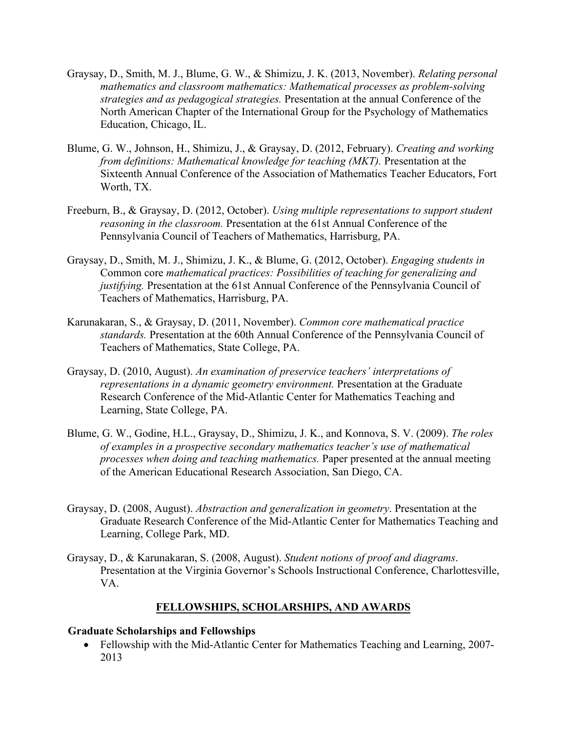Graysay, D., Smith, M. J., Blume, G. W., & Shimizu, J. K. (2013, November). *Relating personal mathematics and classroom mathematics: Mathematical processes as problem-solving strategies and as pedagogical strategies.* Presentation at the annual Conference of the North American Chapter of the International Group for the Psychology of Mathematics Education, Chicago, IL.

Blume, G. W., Johnson, H., Shimizu, J., & Graysay, D. (2012, February). *Creating and working from definitions: Mathematical knowledge for teaching (MKT).* Presentation at the Sixteenth Annual Conference of the Association of Mathematics Teacher Educators, Fort Worth, TX.

Freeburn, B., & Graysay, D. (2012, October). *Using multiple representations to support student reasoning in the classroom.* Presentation at the 61st Annual Conference of the Pennsylvania Council of Teachers of Mathematics, Harrisburg, PA.

Graysay, D., Smith, M. J., Shimizu, J. K., & Blume, G. (2012, October). *Engaging students in* Common core *mathematical practices: Possibilities of teaching for generalizing and justifying.* Presentation at the 61st Annual Conference of the Pennsylvania Council of Teachers of Mathematics, Harrisburg, PA.

Karunakaran, S., & Graysay, D. (2011, November). *Common core mathematical practice standards.* Presentation at the 60th Annual Conference of the Pennsylvania Council of Teachers of Mathematics, State College, PA.

Graysay, D. (2010, August). *An examination of preservice teachers' interpretations of representations in a dynamic geometry environment.* Presentation at the Graduate Research Conference of the Mid-Atlantic Center for Mathematics Teaching and Learning, State College, PA.

Blume, G. W., Godine, H.L., Graysay, D., Shimizu, J. K., and Konnova, S. V. (2009). *The roles of examples in a prospective secondary mathematics teacher's use of mathematical processes when doing and teaching mathematics.* Paper presented at the annual meeting of the American Educational Research Association, San Diego, CA.

Graysay, D. (2008, August). *Abstraction and generalization in geometry*. Presentation at the Graduate Research Conference of the Mid-Atlantic Center for Mathematics Teaching and Learning, College Park, MD.

Graysay, D., & Karunakaran, S. (2008, August). *Student notions of proof and diagrams*. Presentation at the Virginia Governor's Schools Instructional Conference, Charlottesville, VA.

## FELLOWSHIPS, SCHOLARSHIPS, AND AWARDS

### Graduate Scholarships and Fellowships

- Fellowship with the Mid-Atlantic Center for Mathematics Teaching and Learning, 2007-2013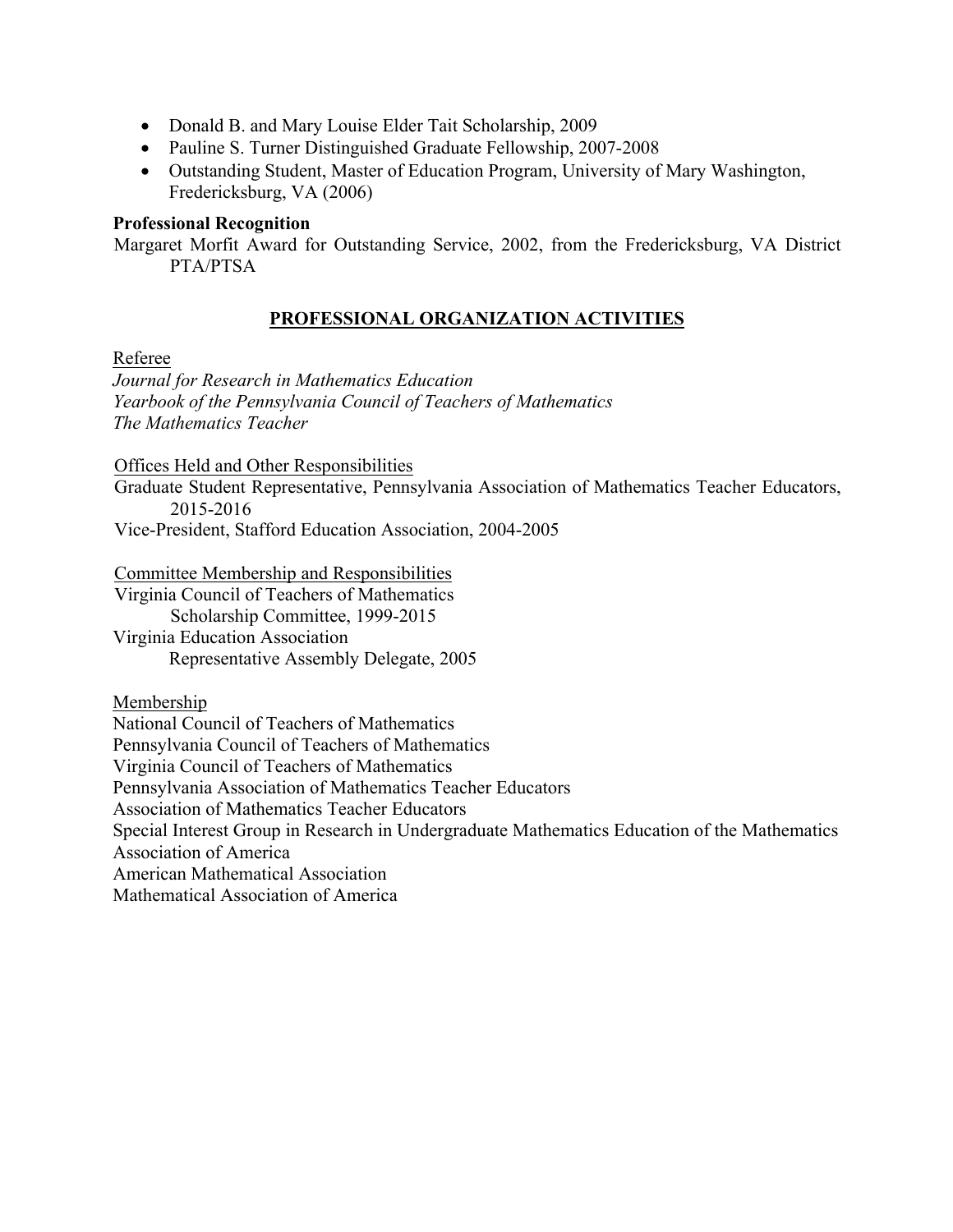- Donald B. and Mary Louise Elder Tait Scholarship, 2009
- Pauline S. Turner Distinguished Graduate Fellowship, 2007-2008
- Outstanding Student, Master of Education Program, University of Mary Washington, Fredericksburg, VA (2006)

**Professional Recognition**

Margaret Morfit Award for Outstanding Service, 2002, from the Fredericksburg, VA District PTA/PTSA

## PROFESSIONAL ORGANIZATION ACTIVITIES

Referee

*Journal for Research in Mathematics Education*
*Yearbook of the Pennsylvania Council of Teachers of Mathematics*
*The Mathematics Teacher*

Offices Held and Other Responsibilities

Graduate Student Representative, Pennsylvania Association of Mathematics Teacher Educators, 2015-2016
Vice-President, Stafford Education Association, 2004-2005

Committee Membership and Responsibilities

Virginia Council of Teachers of Mathematics
Scholarship Committee, 1999-2015
Virginia Education Association
Representative Assembly Delegate, 2005

Membership

National Council of Teachers of Mathematics
Pennsylvania Council of Teachers of Mathematics
Virginia Council of Teachers of Mathematics
Pennsylvania Association of Mathematics Teacher Educators
Association of Mathematics Teacher Educators
Special Interest Group in Research in Undergraduate Mathematics Education of the Mathematics Association of America
American Mathematical Association
Mathematical Association of America